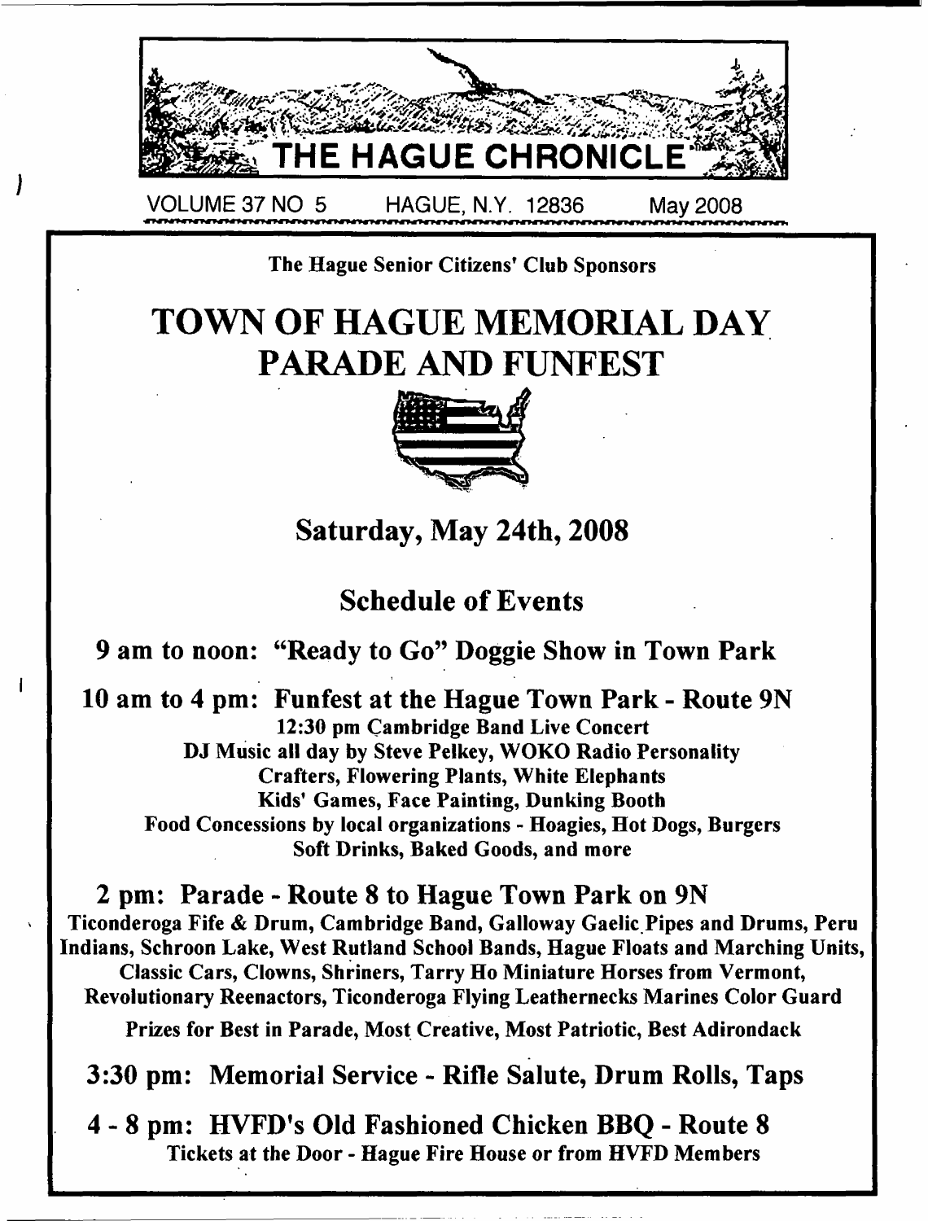# THE HAGUE CHRONICLE

VOLUME 37 NO 5 HAGUE, N.Y. 12836 May 2008

**The Hague Senior Citizens' Club Sponsors**

# TOWN OF HAGUE MEMORIAL DAY PARADE AND FUNFEST

## Saturday, May 24th, 2008

## Schedule of Events

### 9 am to noon: "Ready to Go" Doggie Show in Town Park

### 10 am to 4 pm: Funfest at the Hague Town Park - Route 9N

**12:30 pm Cambridge Band Live Concert**
**DJ Music all day by Steve Pelkey, WOKO Radio Personality**
**Crafters, Flowering Plants, White Elephants**
**Kids' Games, Face Painting, Dunking Booth**
**Food Concessions by local organizations - Hoagies, Hot Dogs, Burgers**
**Soft Drinks, Baked Goods, and more**

### 2 pm: Parade - Route 8 to Hague Town Park on 9N

**Ticonderoga Fife & Drum, Cambridge Band, Galloway Gaelic Pipes and Drums, Peru Indians, Schroon Lake, West Rutland School Bands, Hague Floats and Marching Units, Classic Cars, Clowns, Shriners, Tarry Ho Miniature Horses from Vermont, Revolutionary Reenactors, Ticonderoga Flying Leathernecks Marines Color Guard**

**Prizes for Best in Parade, Most Creative, Most Patriotic, Best Adirondack**

### 3:30 pm: Memorial Service - Rifle Salute, Drum Rolls, Taps

### 4 - 8 pm: HVFD's Old Fashioned Chicken BBQ - Route 8

**Tickets at the Door - Hague Fire House or from HVFD Members**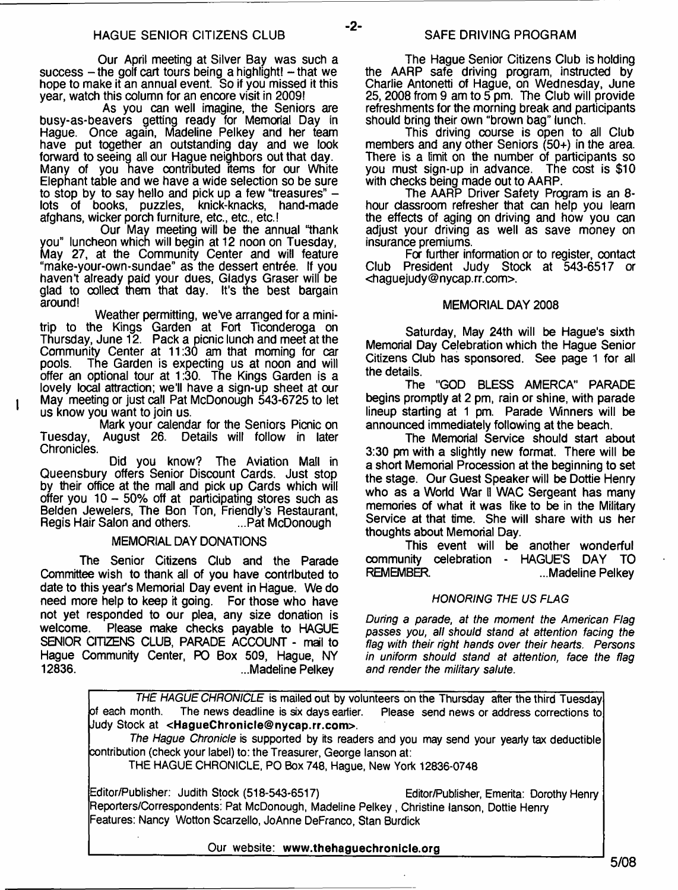## HAGUE SENIOR CITIZENS CLUB

Our April meeting at Silver Bay was such a success – the golf cart tours being a highlight! – that we hope to make it an annual event. So if you missed it this year, watch this column for an encore visit in 2009!

As you can well imagine, the Seniors are busy-as-beavers getting ready for Memorial Day in Hague. Once again, Madeline Pelkey and her team have put together an outstanding day and we look forward to seeing all our Hague neighbors out that day. Many of you have contributed items for our White Elephant table and we have a wide selection so be sure to stop by to say hello and pick up a few "treasures" – lots of books, puzzles, knick-knacks, hand-made afghans, wicker porch furniture, etc., etc., etc.!

Our May meeting will be the annual "thank you" luncheon which will begin at 12 noon on Tuesday, May 27, at the Community Center and will feature "make-your-own-sundae" as the dessert entrée. If you haven't already paid your dues, Gladys Graser will be glad to collect them that day. It's the best bargain around!

Weather permitting, we've arranged for a mini-trip to the Kings Garden at Fort Ticonderoga on Thursday, June 12. Pack a picnic lunch and meet at the Community Center at 11:30 am that morning for car pools. The Garden is expecting us at noon and will offer an optional tour at 1:30. The Kings Garden is a lovely local attraction; we'll have a sign-up sheet at our May meeting or just call Pat McDonough 543-6725 to let us know you want to join us.

Mark your calendar for the Seniors Picnic on Tuesday, August 26. Details will follow in later Chronicles.

Did you know? The Aviation Mall in Queensbury offers Senior Discount Cards. Just stop by their office at the mall and pick up Cards which will offer you 10 – 50% off at participating stores such as Belden Jewelers, The Bon Ton, Friendly's Restaurant, Regis Hair Salon and others. ...Pat McDonough

## MEMORIAL DAY DONATIONS

The Senior Citizens Club and the Parade Committee wish to thank all of you have contributed to date to this year's Memorial Day event in Hague. We do need more help to keep it going. For those who have not yet responded to our plea, any size donation is welcome. Please make checks payable to HAGUE SENIOR CITIZENS CLUB, PARADE ACCOUNT - mail to Hague Community Center, PO Box 509, Hague, NY 12836. ...Madeline Pelkey

## SAFE DRIVING PROGRAM

The Hague Senior Citizens Club is holding the AARP safe driving program, instructed by Charlie Antonetti of Hague, on Wednesday, June 25, 2008 from 9 am to 5 pm. The Club will provide refreshments for the morning break and participants should bring their own "brown bag" lunch.

This driving course is open to all Club members and any other Seniors (50+) in the area. There is a limit on the number of participants so you must sign-up in advance. The cost is $10 with checks being made out to AARP.

The AARP Driver Safety Program is an 8-hour classroom refresher that can help you learn the effects of aging on driving and how you can adjust your driving as well as save money on insurance premiums.

For further information or to register, contact Club President Judy Stock at 543-6517 or <haguejudy@nycap.rr.com>.

## MEMORIAL DAY 2008

Saturday, May 24th will be Hague's sixth Memorial Day Celebration which the Hague Senior Citizens Club has sponsored. See page 1 for all the details.

The "GOD BLESS AMERCA" PARADE begins promptly at 2 pm, rain or shine, with parade lineup starting at 1 pm. Parade Winners will be announced immediately following at the beach.

The Memorial Service should start about 3:30 pm with a slightly new format. There will be a short Memorial Procession at the beginning to set the stage. Our Guest Speaker will be Dottie Henry who as a World War II WAC Sergeant has many memories of what it was like to be in the Military Service at that time. She will share with us her thoughts about Memorial Day.

This event will be another wonderful community celebration - HAGUE'S DAY TO REMEMBER. ...Madeline Pelkey

### *HONORING THE US FLAG*

*During a parade, at the moment the American Flag passes you, all should stand at attention facing the flag with their right hands over their hearts. Persons in uniform should stand at attention, face the flag and render the military salute.*

---

*THE HAGUE CHRONICLE* is mailed out by volunteers on the Thursday after the third Tuesday of each month. The news deadline is six days earlier. Please send news or address corrections to Judy Stock at **<HagueChronicle@nycap.rr.com>**.

*The Hague Chronicle* is supported by its readers and you may send your yearly tax deductible contribution (check your label) to: the Treasurer, George Ianson at:

THE HAGUE CHRONICLE, PO Box 748, Hague, New York 12836-0748

Editor/Publisher: Judith Stock (518-543-6517) Editor/Publisher, Emerita: Dorothy Henry
Reporters/Correspondents: Pat McDonough, Madeline Pelkey , Christine Ianson, Dottie Henry
Features: Nancy Wotton Scarzello, JoAnne DeFranco, Stan Burdick

Our website: **www.thehaguechronicle.org**

5/08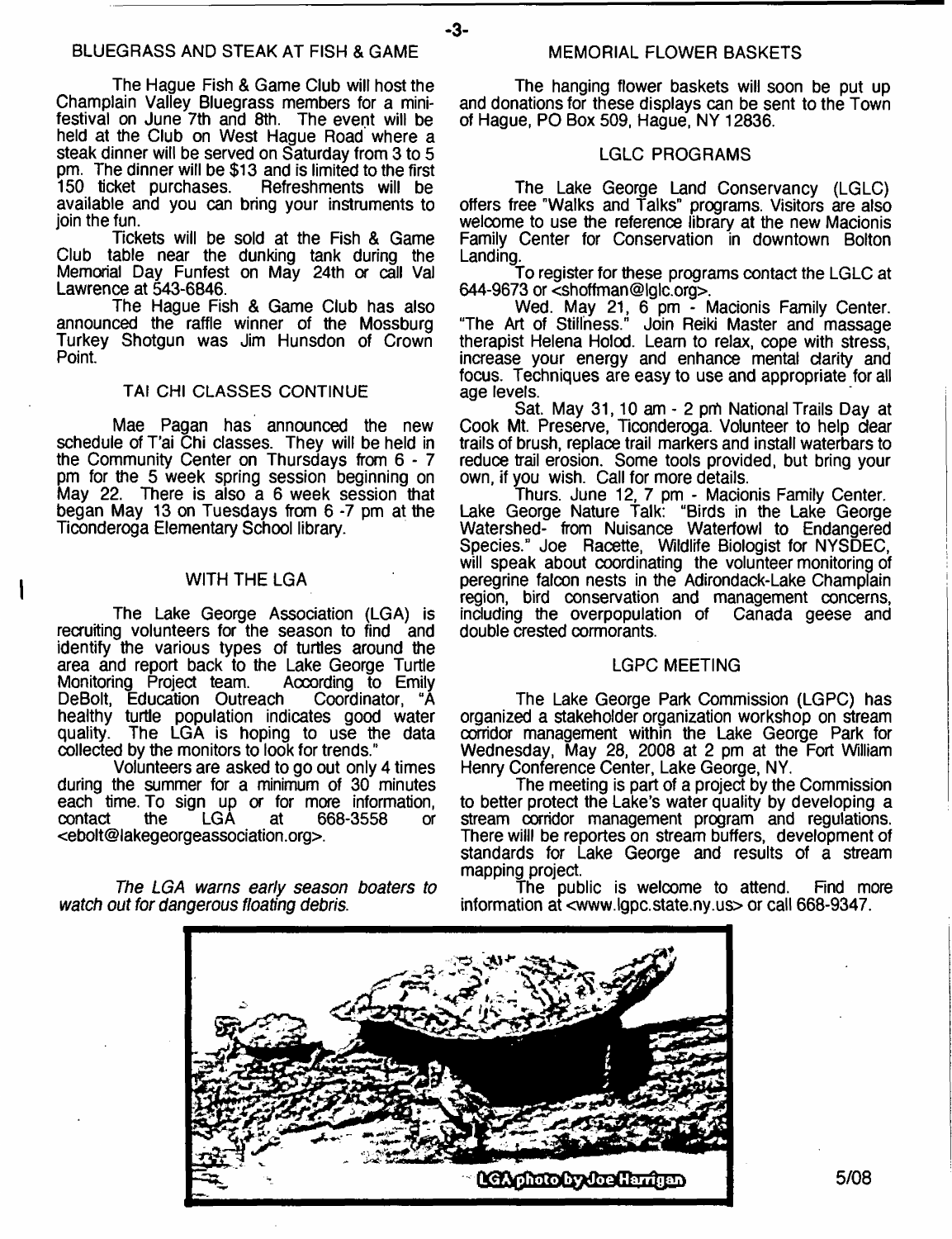## BLUEGRASS AND STEAK AT FISH & GAME

The Hague Fish & Game Club will host the Champlain Valley Bluegrass members for a mini-festival on June 7th and 8th. The event will be held at the Club on West Hague Road where a steak dinner will be served on Saturday from 3 to 5 pm. The dinner will be $13 and is limited to the first 150 ticket purchases. Refreshments will be available and you can bring your instruments to join the fun.

Tickets will be sold at the Fish & Game Club table near the dunking tank during the Memorial Day Funfest on May 24th or call Val Lawrence at 543-6846.

The Hague Fish & Game Club has also announced the raffle winner of the Mossburg Turkey Shotgun was Jim Hunsdon of Crown Point.

## TAI CHI CLASSES CONTINUE

Mae Pagan has announced the new schedule of T'ai Chi classes. They will be held in the Community Center on Thursdays from 6 - 7 pm for the 5 week spring session beginning on May 22. There is also a 6 week session that began May 13 on Tuesdays from 6 -7 pm at the Ticonderoga Elementary School library.

## WITH THE LGA

The Lake George Association (LGA) is recruiting volunteers for the season to find and identify the various types of turtles around the area and report back to the Lake George Turtle Monitoring Project team. According to Emily DeBolt, Education Outreach Coordinator, "A healthy turtle population indicates good water quality. The LGA is hoping to use the data collected by the monitors to look for trends."

Volunteers are asked to go out only 4 times during the summer for a minimum of 30 minutes each time. To sign up or for more information, contact the LGA at 668-3558 or <ebolt@lakegeorgeassociation.org>.

*The LGA warns early season boaters to watch out for dangerous floating debris.*

## MEMORIAL FLOWER BASKETS

The hanging flower baskets will soon be put up and donations for these displays can be sent to the Town of Hague, PO Box 509, Hague, NY 12836.

## LGLC PROGRAMS

The Lake George Land Conservancy (LGLC) offers free "Walks and Talks" programs. Visitors are also welcome to use the reference library at the new Macionis Family Center for Conservation in downtown Bolton Landing.

To register for these programs contact the LGLC at 644-9673 or <shoffman@lglc.org>.

Wed. May 21, 6 pm - Macionis Family Center. "The Art of Stillness." Join Reiki Master and massage therapist Helena Holod. Learn to relax, cope with stress, increase your energy and enhance mental clarity and focus. Techniques are easy to use and appropriate for all age levels.

Sat. May 31, 10 am - 2 pm National Trails Day at Cook Mt. Preserve, Ticonderoga. Volunteer to help clear trails of brush, replace trail markers and install waterbars to reduce trail erosion. Some tools provided, but bring your own, if you wish. Call for more details.

Thurs. June 12, 7 pm - Macionis Family Center. Lake George Nature Talk: "Birds in the Lake George Watershed- from Nuisance Waterfowl to Endangered Species." Joe Racette, Wildlife Biologist for NYSDEC, will speak about coordinating the volunteer monitoring of peregrine falcon nests in the Adirondack-Lake Champlain region, bird conservation and management concerns, including the overpopulation of Canada geese and double crested cormorants.

## LGPC MEETING

The Lake George Park Commission (LGPC) has organized a stakeholder organization workshop on stream corridor management within the Lake George Park for Wednesday, May 28, 2008 at 2 pm at the Fort William Henry Conference Center, Lake George, NY.

The meeting is part of a project by the Commission to better protect the Lake's water quality by developing a stream corridor management program and regulations. There willl be reportes on stream buffers, development of standards for Lake George and results of a stream mapping project.

The public is welcome to attend. Find more information at <www.lgpc.state.ny.us> or call 668-9347.

LGA photo by Joe Harrigan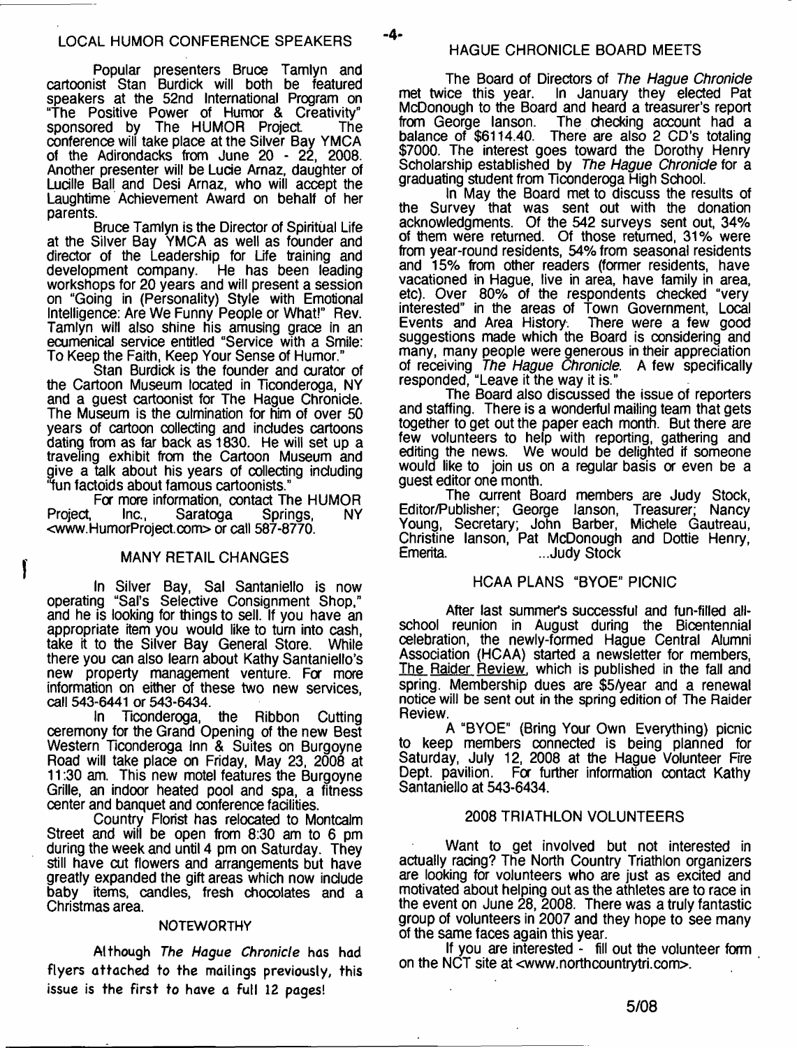## LOCAL HUMOR CONFERENCE SPEAKERS

Popular presenters Bruce Tamlyn and cartoonist Stan Burdick will both be featured speakers at the 52nd International Program on "The Positive Power of Humor & Creativity" sponsored by The HUMOR Project. The conference will take place at the Silver Bay YMCA of the Adirondacks from June 20 - 22, 2008. Another presenter will be Lucie Arnaz, daughter of Lucille Ball and Desi Arnaz, who will accept the Laughtime Achievement Award on behalf of her parents.

Bruce Tamlyn is the Director of Spiritual Life at the Silver Bay YMCA as well as founder and director of the Leadership for Life training and development company. He has been leading workshops for 20 years and will present a session on "Going in (Personality) Style with Emotional Intelligence: Are We Funny People or What!" Rev. Tamlyn will also shine his amusing grace in an ecumenical service entitled "Service with a Smile: To Keep the Faith, Keep Your Sense of Humor."

Stan Burdick is the founder and curator of the Cartoon Museum located in Ticonderoga, NY and a guest cartoonist for The Hague Chronicle. The Museum is the culmination for him of over 50 years of cartoon collecting and includes cartoons dating from as far back as 1830. He will set up a traveling exhibit from the Cartoon Museum and give a talk about his years of collecting including "fun factoids about famous cartoonists."

For more information, contact The HUMOR Project, Inc., Saratoga Springs, NY <www.HumorProject.com> or call 587-8770.

## MANY RETAIL CHANGES

In Silver Bay, Sal Santaniello is now operating "Sal's Selective Consignment Shop," and he is looking for things to sell. If you have an appropriate item you would like to turn into cash, take it to the Silver Bay General Store. While there you can also learn about Kathy Santaniello's new property management venture. For more information on either of these two new services, call 543-6441 or 543-6434.

In Ticonderoga, the Ribbon Cutting ceremony for the Grand Opening of the new Best Western Ticonderoga Inn & Suites on Burgoyne Road will take place on Friday, May 23, 2008 at 11:30 am. This new motel features the Burgoyne Grille, an indoor heated pool and spa, a fitness center and banquet and conference facilities.

Country Florist has relocated to Montcalm Street and will be open from 8:30 am to 6 pm during the week and until 4 pm on Saturday. They still have cut flowers and arrangements but have greatly expanded the gift areas which now include baby items, candles, fresh chocolates and a Christmas area.

## NOTEWORTHY

Although *The Hague Chronicle* has had flyers attached to the mailings previously, this issue is the first to have a full 12 pages!

## HAGUE CHRONICLE BOARD MEETS

The Board of Directors of *The Hague Chronicle* met twice this year. In January they elected Pat McDonough to the Board and heard a treasurer's report from George Ianson. The checking account had a balance of $6114.40. There are also 2 CD's totaling $7000. The interest goes toward the Dorothy Henry Scholarship established by *The Hague Chronicle* for a graduating student from Ticonderoga High School.

In May the Board met to discuss the results of the Survey that was sent out with the donation acknowledgments. Of the 542 surveys sent out, 34% of them were returned. Of those returned, 31% were from year-round residents, 54% from seasonal residents and 15% from other readers (former residents, have vacationed in Hague, live in area, have family in area, etc). Over 80% of the respondents checked "very interested" in the areas of Town Government, Local Events and Area History. There were a few good suggestions made which the Board is considering and many, many people were generous in their appreciation of receiving *The Hague Chronicle*. A few specifically responded, "Leave it the way it is."

The Board also discussed the issue of reporters and staffing. There is a wonderful mailing team that gets together to get out the paper each month. But there are few volunteers to help with reporting, gathering and editing the news. We would be delighted if someone would like to join us on a regular basis or even be a guest editor one month.

The current Board members are Judy Stock, Editor/Publisher; George Ianson, Treasurer; Nancy Young, Secretary; John Barber, Michele Gautreau, Christine Ianson, Pat McDonough and Dottie Henry, Emerita. ...Judy Stock

## HCAA PLANS "BYOE" PICNIC

After last summer's successful and fun-filled all-school reunion in August during the Bicentennial celebration, the newly-formed Hague Central Alumni Association (HCAA) started a newsletter for members, The Raider Review, which is published in the fall and spring. Membership dues are $5/year and a renewal notice will be sent out in the spring edition of The Raider Review.

A "BYOE" (Bring Your Own Everything) picnic to keep members connected is being planned for Saturday, July 12, 2008 at the Hague Volunteer Fire Dept. pavilion. For further information contact Kathy Santaniello at 543-6434.

## 2008 TRIATHLON VOLUNTEERS

Want to get involved but not interested in actually racing? The North Country Triathlon organizers are looking for volunteers who are just as excited and motivated about helping out as the athletes are to race in the event on June 28, 2008. There was a truly fantastic group of volunteers in 2007 and they hope to see many of the same faces again this year.

If you are interested - fill out the volunteer form on the NCT site at <www.northcountrytri.com>.

5/08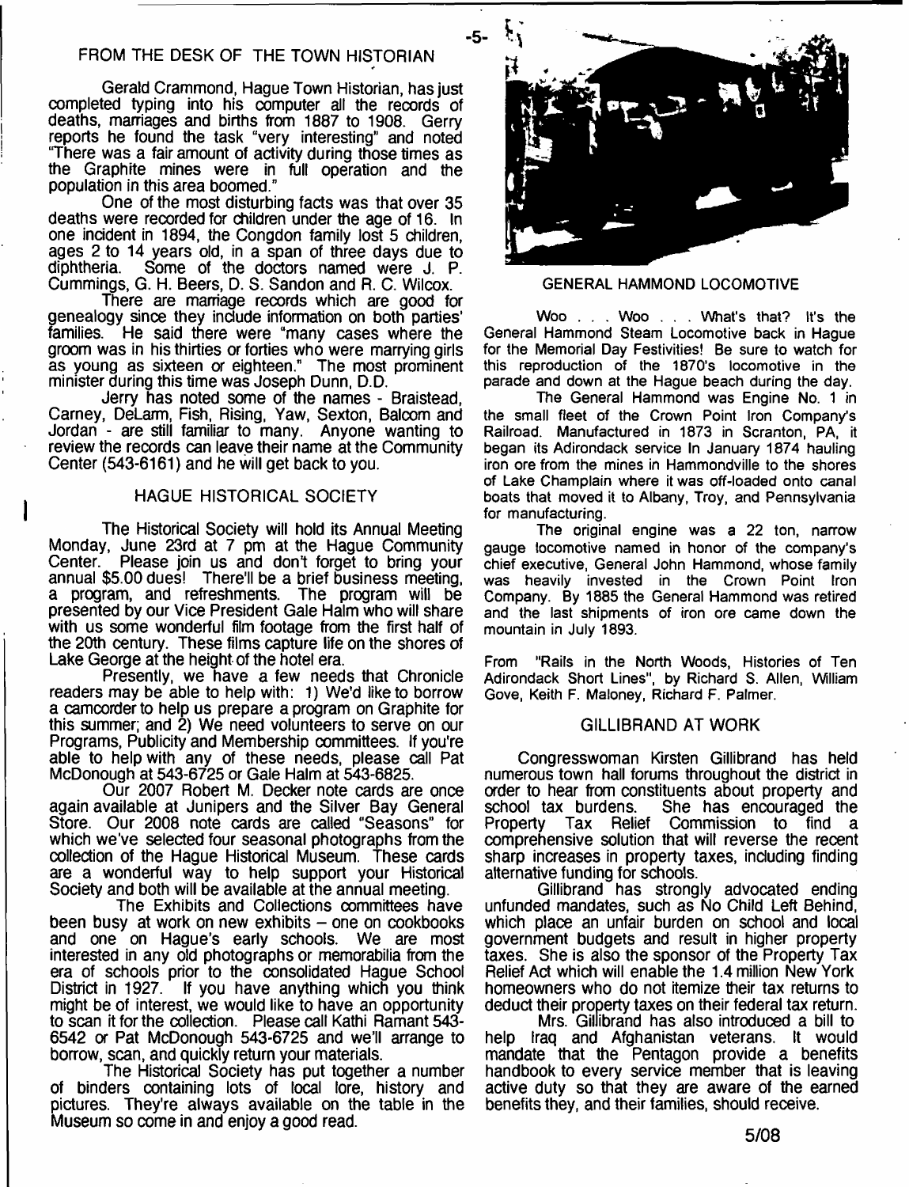## FROM THE DESK OF THE TOWN HISTORIAN

Gerald Crammond, Hague Town Historian, has just completed typing into his computer all the records of deaths, marriages and births from 1887 to 1908. Gerry reports he found the task "very interesting" and noted "There was a fair amount of activity during those times as the Graphite mines were in full operation and the population in this area boomed."

One of the most disturbing facts was that over 35 deaths were recorded for children under the age of 16. In one incident in 1894, the Congdon family lost 5 children, ages 2 to 14 years old, in a span of three days due to diphtheria. Some of the doctors named were J. P. Cummings, G. H. Beers, D. S. Sandon and R. C. Wilcox.

There are marriage records which are good for genealogy since they include information on both parties' families. He said there were "many cases where the groom was in his thirties or forties who were marrying girls as young as sixteen or eighteen." The most prominent minister during this time was Joseph Dunn, D.D.

Jerry has noted some of the names - Braistead, Carney, DeLarm, Fish, Rising, Yaw, Sexton, Balcom and Jordan - are still familiar to many. Anyone wanting to review the records can leave their name at the Community Center (543-6161) and he will get back to you.

## HAGUE HISTORICAL SOCIETY

The Historical Society will hold its Annual Meeting Monday, June 23rd at 7 pm at the Hague Community Center. Please join us and don't forget to bring your annual $5.00 dues! There'll be a brief business meeting, a program, and refreshments. The program will be presented by our Vice President Gale Halm who will share with us some wonderful film footage from the first half of the 20th century. These films capture life on the shores of Lake George at the height of the hotel era.

Presently, we have a few needs that Chronicle readers may be able to help with: 1) We'd like to borrow a camcorder to help us prepare a program on Graphite for this summer; and 2) We need volunteers to serve on our Programs, Publicity and Membership committees. If you're able to help with any of these needs, please call Pat McDonough at 543-6725 or Gale Halm at 543-6825.

Our 2007 Robert M. Decker note cards are once again available at Junipers and the Silver Bay General Store. Our 2008 note cards are called "Seasons" for which we've selected four seasonal photographs from the collection of the Hague Historical Museum. These cards are a wonderful way to help support your Historical Society and both will be available at the annual meeting.

The Exhibits and Collections committees have been busy at work on new exhibits – one on cookbooks and one on Hague's early schools. We are most interested in any old photographs or memorabilia from the era of schools prior to the consolidated Hague School District in 1927. If you have anything which you think might be of interest, we would like to have an opportunity to scan it for the collection. Please call Kathi Ramant 543-6542 or Pat McDonough 543-6725 and we'll arrange to borrow, scan, and quickly return your materials.

The Historical Society has put together a number of binders containing lots of local lore, history and pictures. They're always available on the table in the Museum so come in and enjoy a good read.

GENERAL HAMMOND LOCOMOTIVE

Woo . . . Woo . . . What's that? It's the General Hammond Steam Locomotive back in Hague for the Memorial Day Festivities! Be sure to watch for this reproduction of the 1870's locomotive in the parade and down at the Hague beach during the day.

The General Hammond was Engine No. 1 in the small fleet of the Crown Point Iron Company's Railroad. Manufactured in 1873 in Scranton, PA, it began its Adirondack service In January 1874 hauling iron ore from the mines in Hammondville to the shores of Lake Champlain where it was off-loaded onto canal boats that moved it to Albany, Troy, and Pennsylvania for manufacturing.

The original engine was a 22 ton, narrow gauge locomotive named in honor of the company's chief executive, General John Hammond, whose family was heavily invested in the Crown Point Iron Company. By 1885 the General Hammond was retired and the last shipments of iron ore came down the mountain in July 1893.

From "Rails in the North Woods, Histories of Ten Adirondack Short Lines", by Richard S. Allen, William Gove, Keith F. Maloney, Richard F. Palmer.

## GILLIBRAND AT WORK

Congresswoman Kirsten Gillibrand has held numerous town hall forums throughout the district in order to hear from constituents about property and school tax burdens. She has encouraged the Property Tax Relief Commission to find a comprehensive solution that will reverse the recent sharp increases in property taxes, including finding alternative funding for schools.

Gillibrand has strongly advocated ending unfunded mandates, such as No Child Left Behind, which place an unfair burden on school and local government budgets and result in higher property taxes. She is also the sponsor of the Property Tax Relief Act which will enable the 1.4 million New York homeowners who do not itemize their tax returns to deduct their property taxes on their federal tax return.

Mrs. Gillibrand has also introduced a bill to help Iraq and Afghanistan veterans. It would mandate that the Pentagon provide a benefits handbook to every service member that is leaving active duty so that they are aware of the earned benefits they, and their families, should receive.

5/08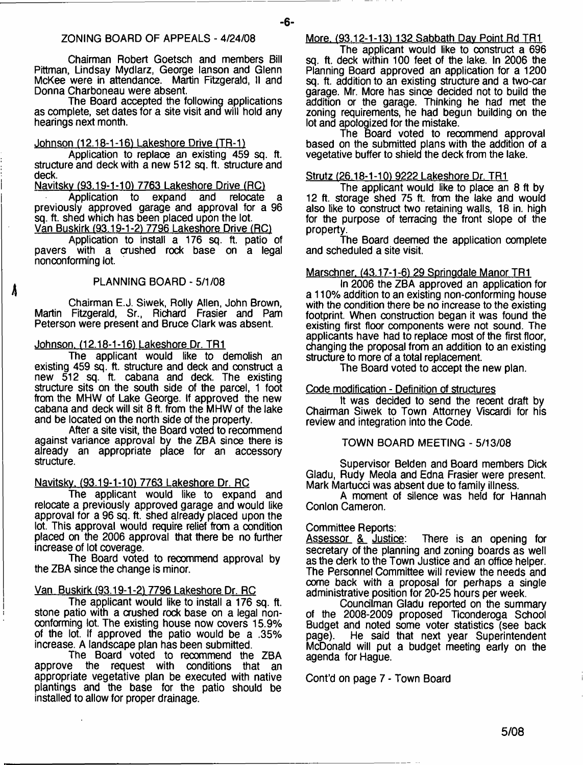## ZONING BOARD OF APPEALS - 4/24/08

Chairman Robert Goetsch and members Bill Pittman, Lindsay Mydlarz, George lanson and Glenn McKee were in attendance. Martin Fitzgerald, II and Donna Charboneau were absent.

The Board accepted the following applications as complete, set dates for a site visit and will hold any hearings next month.

Johnson (12.18-1-16) Lakeshore Drive (TR-1)

Application to replace an existing 459 sq. ft. structure and deck with a new 512 sq. ft. structure and deck.

Navitsky (93.19-1-10) 7763 Lakeshore Drive (RC)

Application to expand and relocate a previously approved garage and approval for a 96 sq. ft. shed which has been placed upon the lot.

Van Buskirk (93.19-1-2) 7796 Lakeshore Drive (RC)

Application to install a 176 sq. ft. patio of pavers with a crushed rock base on a legal nonconforming lot.

## PLANNING BOARD - 5/1/08

Chairman E.J. Siwek, Rolly Allen, John Brown, Martin Fitzgerald, Sr., Richard Frasier and Pam Peterson were present and Bruce Clark was absent.

Johnson, (12.18-1-16) Lakeshore Dr. TR1

The applicant would like to demolish an existing 459 sq. ft. structure and deck and construct a new 512 sq. ft. cabana and deck. The existing structure sits on the south side of the parcel, 1 foot from the MHW of Lake George. If approved the new cabana and deck will sit 8 ft. from the MHW of the lake and be located on the north side of the property.

After a site visit, the Board voted to recommend against variance approval by the ZBA since there is already an appropriate place for an accessory structure.

Navitsky, (93.19-1-10) 7763 Lakeshore Dr. RC

The applicant would like to expand and relocate a previously approved garage and would like approval for a 96 sq. ft. shed already placed upon the lot. This approval would require relief from a condition placed on the 2006 approval that there be no further increase of lot coverage.

The Board voted to recommend approval by the ZBA since the change is minor.

Van Buskirk (93.19-1-2) 7796 Lakeshore Dr. RC

The applicant would like to install a 176 sq. ft. stone patio with a crushed rock base on a legal non-conforming lot. The existing house now covers 15.9% of the lot. If approved the patio would be a .35% increase. A landscape plan has been submitted.

The Board voted to recommend the ZBA approve the request with conditions that an appropriate vegetative plan be executed with native plantings and the base for the patio should be installed to allow for proper drainage.

More, (93.12-1-13) 132 Sabbath Day Point Rd TR1

The applicant would like to construct a 696 sq. ft. deck within 100 feet of the lake. In 2006 the Planning Board approved an application for a 1200 sq. ft. addition to an existing structure and a two-car garage. Mr. More has since decided not to build the addition or the garage. Thinking he had met the zoning requirements, he had begun building on the lot and apologized for the mistake.

The Board voted to recommend approval based on the submitted plans with the addition of a vegetative buffer to shield the deck from the lake.

Strutz (26.18-1-10) 9222 Lakeshore Dr. TR1

The applicant would like to place an 8 ft by 12 ft. storage shed 75 ft. from the lake and would also like to construct two retaining walls, 18 in. high for the purpose of terracing the front slope of the property.

The Board deemed the application complete and scheduled a site visit.

Marschner, (43.17-1-6) 29 Springdale Manor TR1

In 2006 the ZBA approved an application for a 110% addition to an existing non-conforming house with the condition there be no increase to the existing footprint. When construction began it was found the existing first floor components were not sound. The applicants have had to replace most of the first floor, changing the proposal from an addition to an existing structure to more of a total replacement.

The Board voted to accept the new plan.

Code modification - Definition of structures

It was decided to send the recent draft by Chairman Siwek to Town Attorney Viscardi for his review and integration into the Code.

## TOWN BOARD MEETING - 5/13/08

Supervisor Belden and Board members Dick Gladu, Rudy Meola and Edna Frasier were present. Mark Martucci was absent due to family illness.

A moment of silence was held for Hannah Conlon Cameron.

Committee Reports:

Assessor & Justice: There is an opening for secretary of the planning and zoning boards as well as the clerk to the Town Justice and an office helper. The Personnel Committee will review the needs and come back with a proposal for perhaps a single administrative position for 20-25 hours per week.

Councilman Gladu reported on the summary of the 2008-2009 proposed Ticonderoga School Budget and noted some voter statistics (see back page). He said that next year Superintendent McDonald will put a budget meeting early on the agenda for Hague.

Cont'd on page 7 - Town Board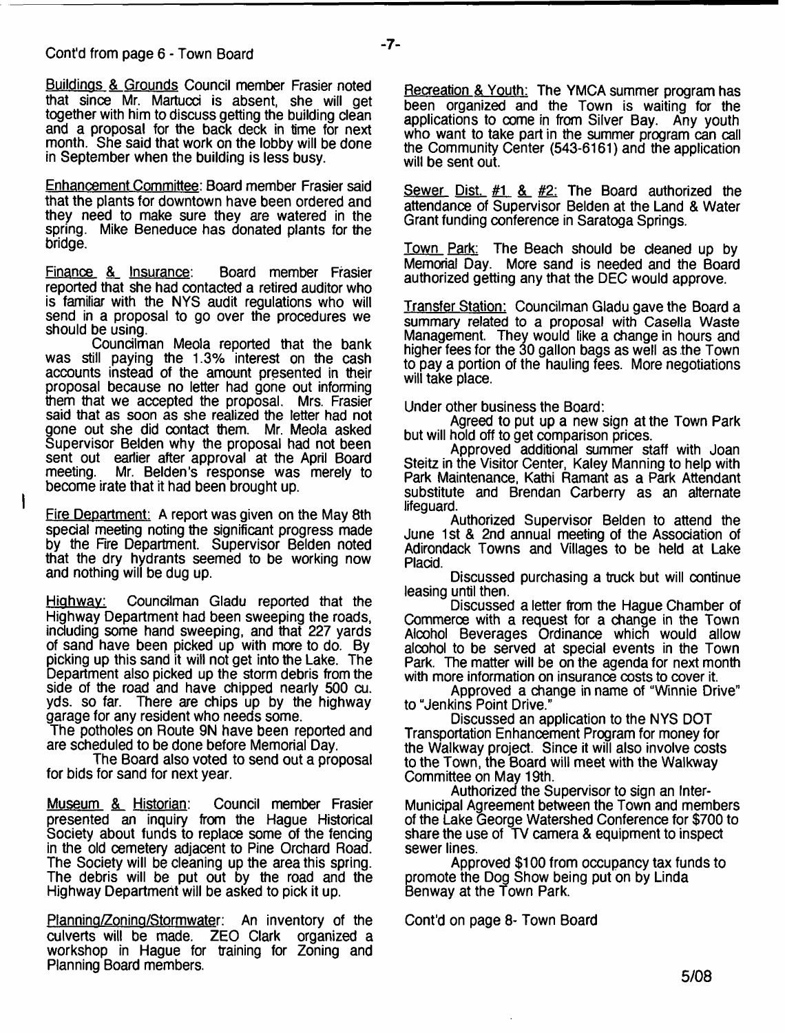Cont'd from page 6 - Town Board

Buildings & Grounds Council member Frasier noted that since Mr. Martucci is absent, she will get together with him to discuss getting the building clean and a proposal for the back deck in time for next month. She said that work on the lobby will be done in September when the building is less busy.

Enhancement Committee: Board member Frasier said that the plants for downtown have been ordered and they need to make sure they are watered in the spring. Mike Beneduce has donated plants for the bridge.

Finance & Insurance: Board member Frasier reported that she had contacted a retired auditor who is familiar with the NYS audit regulations who will send in a proposal to go over the procedures we should be using.

Councilman Meola reported that the bank was still paying the 1.3% interest on the cash accounts instead of the amount presented in their proposal because no letter had gone out informing them that we accepted the proposal. Mrs. Frasier said that as soon as she realized the letter had not gone out she did contact them. Mr. Meola asked Supervisor Belden why the proposal had not been sent out earlier after approval at the April Board meeting. Mr. Belden's response was merely to become irate that it had been brought up.

Fire Department: A report was given on the May 8th special meeting noting the significant progress made by the Fire Department. Supervisor Belden noted that the dry hydrants seemed to be working now and nothing will be dug up.

Highway: Councilman Gladu reported that the Highway Department had been sweeping the roads, including some hand sweeping, and that 227 yards of sand have been picked up with more to do. By picking up this sand it will not get into the Lake. The Department also picked up the storm debris from the side of the road and have chipped nearly 500 cu. yds. so far. There are chips up by the highway garage for any resident who needs some.

The potholes on Route 9N have been reported and are scheduled to be done before Memorial Day.

The Board also voted to send out a proposal for bids for sand for next year.

Museum & Historian: Council member Frasier presented an inquiry from the Hague Historical Society about funds to replace some of the fencing in the old cemetery adjacent to Pine Orchard Road. The Society will be cleaning up the area this spring. The debris will be put out by the road and the Highway Department will be asked to pick it up.

Planning/Zoning/Stormwater: An inventory of the culverts will be made. ZEO Clark organized a workshop in Hague for training for Zoning and Planning Board members.

Recreation & Youth: The YMCA summer program has been organized and the Town is waiting for the applications to come in from Silver Bay. Any youth who want to take part in the summer program can call the Community Center (543-6161) and the application will be sent out.

Sewer Dist. #1 & #2: The Board authorized the attendance of Supervisor Belden at the Land & Water Grant funding conference in Saratoga Springs.

Town Park: The Beach should be cleaned up by Memorial Day. More sand is needed and the Board authorized getting any that the DEC would approve.

Transfer Station: Councilman Gladu gave the Board a summary related to a proposal with Casella Waste Management. They would like a change in hours and higher fees for the 30 gallon bags as well as the Town to pay a portion of the hauling fees. More negotiations will take place.

Under other business the Board:

Agreed to put up a new sign at the Town Park but will hold off to get comparison prices.

Approved additional summer staff with Joan Steitz in the Visitor Center, Kaley Manning to help with Park Maintenance, Kathi Ramant as a Park Attendant substitute and Brendan Carberry as an alternate lifeguard.

Authorized Supervisor Belden to attend the June 1st & 2nd annual meeting of the Association of Adirondack Towns and Villages to be held at Lake Placid.

Discussed purchasing a truck but will continue leasing until then.

Discussed a letter from the Hague Chamber of Commerce with a request for a change in the Town Alcohol Beverages Ordinance which would allow alcohol to be served at special events in the Town Park. The matter will be on the agenda for next month with more information on insurance costs to cover it.

Approved a change in name of "Winnie Drive" to "Jenkins Point Drive."

Discussed an application to the NYS DOT Transportation Enhancement Program for money for the Walkway project. Since it will also involve costs to the Town, the Board will meet with the Walkway Committee on May 19th.

Authorized the Supervisor to sign an Inter-Municipal Agreement between the Town and members of the Lake George Watershed Conference for $700 to share the use of TV camera & equipment to inspect sewer lines.

Approved $100 from occupancy tax funds to promote the Dog Show being put on by Linda Benway at the Town Park.

Cont'd on page 8- Town Board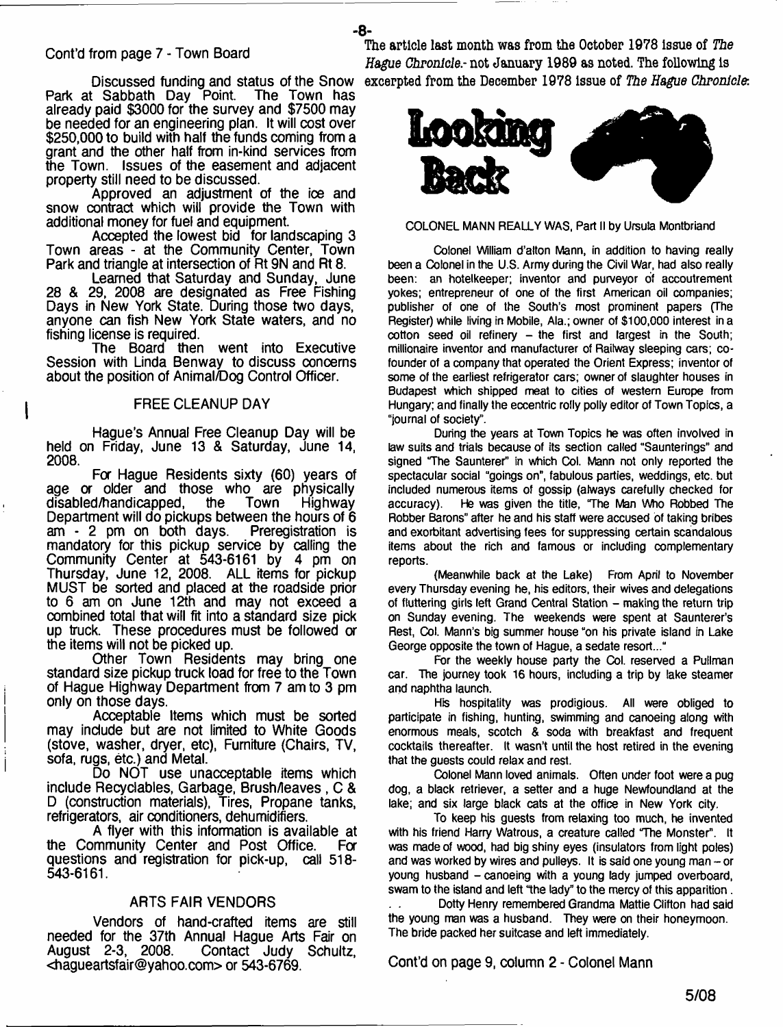Cont'd from page 7 - Town Board

Discussed funding and status of the Snow Park at Sabbath Day Point. The Town has already paid $3000 for the survey and $7500 may be needed for an engineering plan. It will cost over $250,000 to build with half the funds coming from a grant and the other half from in-kind services from the Town. Issues of the easement and adjacent property still need to be discussed.

Approved an adjustment of the ice and snow contract which will provide the Town with additional money for fuel and equipment.

Accepted the lowest bid for landscaping 3 Town areas - at the Community Center, Town Park and triangle at intersection of Rt 9N and Rt 8.

Learned that Saturday and Sunday, June 28 & 29, 2008 are designated as Free Fishing Days in New York State. During those two days, anyone can fish New York State waters, and no fishing license is required.

The Board then went into Executive Session with Linda Benway to discuss concerns about the position of Animal/Dog Control Officer.

## FREE CLEANUP DAY

Hague's Annual Free Cleanup Day will be held on Friday, June 13 & Saturday, June 14, 2008.

For Hague Residents sixty (60) years of age or older and those who are physically disabled/handicapped, the Town Highway Department will do pickups between the hours of 6 am - 2 pm on both days. Preregistration is mandatory for this pickup service by calling the Community Center at 543-6161 by 4 pm on Thursday, June 12, 2008. ALL items for pickup MUST be sorted and placed at the roadside prior to 6 am on June 12th and may not exceed a combined total that will fit into a standard size pick up truck. These procedures must be followed or the items will not be picked up.

Other Town Residents may bring one standard size pickup truck load for free to the Town of Hague Highway Department from 7 am to 3 pm only on those days.

Acceptable Items which must be sorted may include but are not limited to White Goods (stove, washer, dryer, etc), Furniture (Chairs, TV, sofa, rugs, etc.) and Metal.

Do NOT use unacceptable items which include Recyclables, Garbage, Brush/leaves , C & D (construction materials), Tires, Propane tanks, refrigerators, air conditioners, dehumidifiers.

A flyer with this information is available at the Community Center and Post Office. For questions and registration for pick-up, call 518-543-6161.

## ARTS FAIR VENDORS

Vendors of hand-crafted items are still needed for the 37th Annual Hague Arts Fair on August 2-3, 2008. Contact Judy Schultz, <hagueartsfair@yahoo.com> or 543-6769.

The article last month was from the October 1978 issue of *The Hague Chronicle*.- not January 1989 as noted. The following is excerpted from the December 1978 issue of *The Hague Chronicle*:

## Looking Back

COLONEL MANN REALLY WAS, Part II by Ursula Montbriand

Colonel William d'alton Mann, in addition to having really been a Colonel in the U.S. Army during the Civil War, had also really been: an hotelkeeper; inventor and purveyor of accoutrement yokes; entrepreneur of one of the first American oil companies; publisher of one of the South's most prominent papers (The Register) while living in Mobile, Ala.; owner of $100,000 interest in a cotton seed oil refinery – the first and largest in the South; millionaire inventor and manufacturer of Railway sleeping cars; co-founder of a company that operated the Orient Express; inventor of some of the earliest refrigerator cars; owner of slaughter houses in Budapest which shipped meat to cities of western Europe from Hungary; and finally the eccentric rolly polly editor of Town Topics, a "journal of society".

During the years at Town Topics he was often involved in law suits and trials because of its section called "Saunterings" and signed "The Saunterer" in which Col. Mann not only reported the spectacular social "goings on", fabulous parties, weddings, etc. but included numerous items of gossip (always carefully checked for accuracy). He was given the title, "The Man Who Robbed The Robber Barons" after he and his staff were accused of taking bribes and exorbitant advertising fees for suppressing certain scandalous items about the rich and famous or including complementary reports.

(Meanwhile back at the Lake) From April to November every Thursday evening he, his editors, their wives and delegations of fluttering girls left Grand Central Station – making the return trip on Sunday evening. The weekends were spent at Saunterer's Rest, Col. Mann's big summer house "on his private island in Lake George opposite the town of Hague, a sedate resort..."

For the weekly house party the Col. reserved a Pullman car. The journey took 16 hours, including a trip by lake steamer and naphtha launch.

His hospitality was prodigious. All were obliged to participate in fishing, hunting, swimming and canoeing along with enormous meals, scotch & soda with breakfast and frequent cocktails thereafter. It wasn't until the host retired in the evening that the guests could relax and rest.

Colonel Mann loved animals. Often under foot were a pug dog, a black retriever, a setter and a huge Newfoundland at the lake; and six large black cats at the office in New York city.

To keep his guests from relaxing too much, he invented with his friend Harry Watrous, a creature called "The Monster". It was made of wood, had big shiny eyes (insulators from light poles) and was worked by wires and pulleys. It is said one young man – or young husband – canoeing with a young lady jumped overboard, swam to the island and left "the lady" to the mercy of this apparition .

. . Dotty Henry remembered Grandma Mattie Clifton had said the young man was a husband. They were on their honeymoon. The bride packed her suitcase and left immediately.

Cont'd on page 9, column 2 - Colonel Mann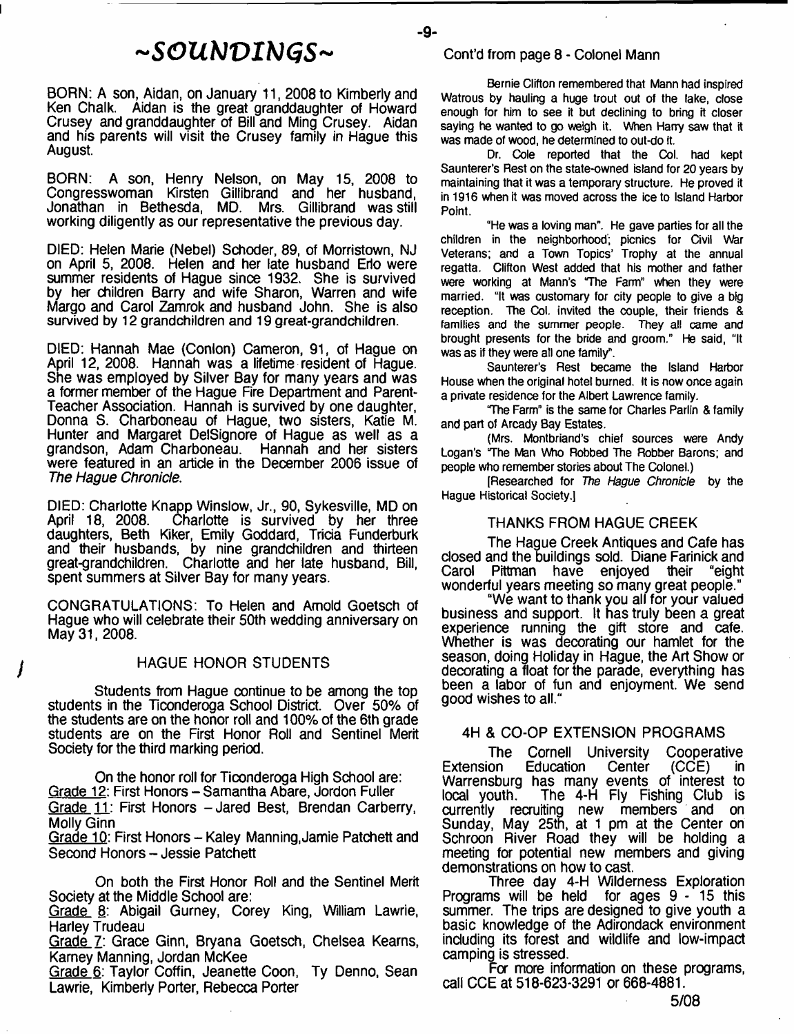# ~SOUNDINGS~

BORN: A son, Aidan, on January 11, 2008 to Kimberly and Ken Chalk. Aidan is the great granddaughter of Howard Crusey and granddaughter of Bill and Ming Crusey. Aidan and his parents will visit the Crusey family in Hague this August.

BORN: A son, Henry Nelson, on May 15, 2008 to Congresswoman Kirsten Gillibrand and her husband, Jonathan in Bethesda, MD. Mrs. Gillibrand was still working diligently as our representative the previous day.

DIED: Helen Marie (Nebel) Schoder, 89, of Morristown, NJ on April 5, 2008. Helen and her late husband Erlo were summer residents of Hague since 1932. She is survived by her children Barry and wife Sharon, Warren and wife Margo and Carol Zamrok and husband John. She is also survived by 12 grandchildren and 19 great-grandchildren.

DIED: Hannah Mae (Conlon) Cameron, 91, of Hague on April 12, 2008. Hannah was a lifetime resident of Hague. She was employed by Silver Bay for many years and was a former member of the Hague Fire Department and Parent-Teacher Association. Hannah is survived by one daughter, Donna S. Charboneau of Hague, two sisters, Katie M. Hunter and Margaret DelSignore of Hague as well as a grandson, Adam Charboneau. Hannah and her sisters were featured in an article in the December 2006 issue of *The Hague Chronicle*.

DIED: Charlotte Knapp Winslow, Jr., 90, Sykesville, MD on April 18, 2008. Charlotte is survived by her three daughters, Beth Kiker, Emily Goddard, Tricia Funderburk and their husbands, by nine grandchildren and thirteen great-grandchildren. Charlotte and her late husband, Bill, spent summers at Silver Bay for many years.

CONGRATULATIONS: To Helen and Arnold Goetsch of Hague who will celebrate their 50th wedding anniversary on May 31, 2008.

## HAGUE HONOR STUDENTS

Students from Hague continue to be among the top students in the Ticonderoga School District. Over 50% of the students are on the honor roll and 100% of the 6th grade students are on the First Honor Roll and Sentinel Merit Society for the third marking period.

On the honor roll for Ticonderoga High School are:

Grade 12: First Honors – Samantha Abare, Jordon Fuller

Grade 11: First Honors – Jared Best, Brendan Carberry, Molly Ginn

Grade 10: First Honors – Kaley Manning, Jamie Patchett and Second Honors – Jessie Patchett

On both the First Honor Roll and the Sentinel Merit Society at the Middle School are:

Grade 8: Abigail Gurney, Corey King, William Lawrie, Harley Trudeau

Grade 7: Grace Ginn, Bryana Goetsch, Chelsea Kearns, Karney Manning, Jordan McKee

Grade 6: Taylor Coffin, Jeanette Coon, Ty Denno, Sean Lawrie, Kimberly Porter, Rebecca Porter

Cont'd from page 8 - Colonel Mann

Bernie Clifton remembered that Mann had inspired Watrous by hauling a huge trout out of the lake, close enough for him to see it but declining to bring it closer saying he wanted to go weigh it. When Harry saw that it was made of wood, he determined to out-do it.

Dr. Cole reported that the Col. had kept Saunterer's Rest on the state-owned island for 20 years by maintaining that it was a temporary structure. He proved it in 1916 when it was moved across the ice to Island Harbor Point.

"He was a loving man". He gave parties for all the children in the neighborhood; picnics for Civil War Veterans; and a Town Topics' Trophy at the annual regatta. Clifton West added that his mother and father were working at Mann's "The Farm" when they were married. "It was customary for city people to give a big reception. The Col. invited the couple, their friends & families and the summer people. They all came and brought presents for the bride and groom." He said, "It was as if they were all one family".

Saunterer's Rest became the Island Harbor House when the original hotel burned. It is now once again a private residence for the Albert Lawrence family.

"The Farm" is the same for Charles Parlin & family and part of Arcady Bay Estates.

(Mrs. Montbriand's chief sources were Andy Logan's "The Man Who Robbed The Robber Barons; and people who remember stories about The Colonel.)

[Researched for *The Hague Chronicle* by the Hague Historical Society.]

## THANKS FROM HAGUE CREEK

The Hague Creek Antiques and Cafe has closed and the buildings sold. Diane Farinick and Carol Pittman have enjoyed their "eight wonderful years meeting so many great people."

"We want to thank you all for your valued business and support. It has truly been a great experience running the gift store and cafe. Whether is was decorating our hamlet for the season, doing Holiday in Hague, the Art Show or decorating a float for the parade, everything has been a labor of fun and enjoyment. We send good wishes to all."

## 4H & CO-OP EXTENSION PROGRAMS

The Cornell University Cooperative Extension Education Center (CCE) in Warrensburg has many events of interest to local youth. The 4-H Fly Fishing Club is currently recruiting new members and on Sunday, May 25th, at 1 pm at the Center on Schroon River Road they will be holding a meeting for potential new members and giving demonstrations on how to cast.

Three day 4-H Wilderness Exploration Programs will be held for ages 9 - 15 this summer. The trips are designed to give youth a basic knowledge of the Adirondack environment including its forest and wildlife and low-impact camping is stressed.

For more information on these programs, call CCE at 518-623-3291 or 668-4881.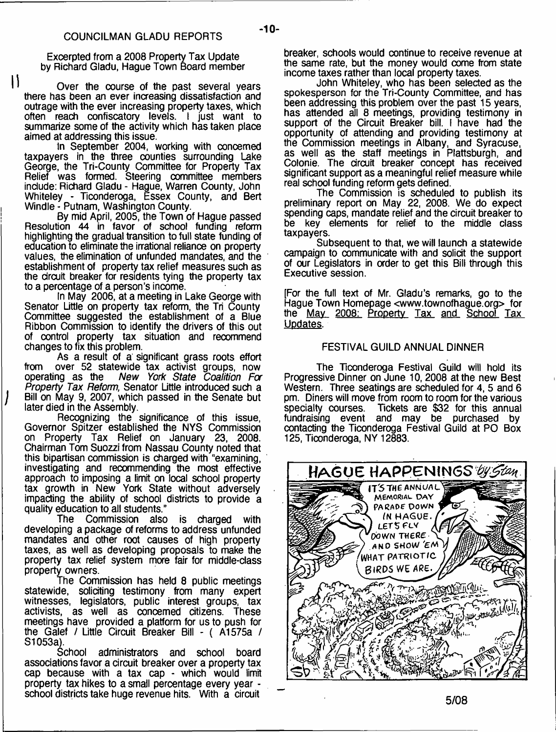## COUNCILMAN GLADU REPORTS

Excerpted from a 2008 Property Tax Update by Richard Gladu, Hague Town Board member

Over the course of the past several years there has been an ever increasing dissatisfaction and outrage with the ever increasing property taxes, which often reach confiscatory levels. I just want to summarize some of the activity which has taken place aimed at addressing this issue.

In September 2004, working with concerned taxpayers in the three counties surrounding Lake George, the Tri-County Committee for Property Tax Relief was formed. Steering committee members include: Richard Gladu - Hague, Warren County, John Whiteley - Ticonderoga, Essex County, and Bert Windle - Putnam, Washington County.

By mid April, 2005, the Town of Hague passed Resolution 44 in favor of school funding reform highlighting the gradual transition to full state funding of education to eliminate the irrational reliance on property values, the elimination of unfunded mandates, and the establishment of property tax relief measures such as the circuit breaker for residents tying the property tax to a percentage of a person's income.

In May 2006, at a meeting in Lake George with Senator Little on property tax reform, the Tri County Committee suggested the establishment of a Blue Ribbon Commission to identify the drivers of this out of control property tax situation and recommend changes to fix this problem.

As a result of a significant grass roots effort from over 52 statewide tax activist groups, now operating as the *New York State Coalition For Property Tax Reform*, Senator Little introduced such a Bill on May 9, 2007, which passed in the Senate but later died in the Assembly.

Recognizing the significance of this issue, Governor Spitzer established the NYS Commission on Property Tax Relief on January 23, 2008. Chairman Tom Suozzi from Nassau County noted that this bipartisan commission is charged with "examining, investigating and recommending the most effective approach to imposing a limit on local school property tax growth in New York State without adversely impacting the ability of school districts to provide a quality education to all students."

The Commission also is charged with developing a package of reforms to address unfunded mandates and other root causes of high property taxes, as well as developing proposals to make the property tax relief system more fair for middle-class property owners.

The Commission has held 8 public meetings statewide, soliciting testimony from many expert witnesses, legislators, public interest groups, tax activists, as well as concerned citizens. These meetings have provided a platform for us to push for the Galef / Little Circuit Breaker Bill - ( A1575a / S1053a).

School administrators and school board associations favor a circuit breaker over a property tax cap because with a tax cap - which would limit property tax hikes to a small percentage every year - school districts take huge revenue hits. With a circuit breaker, schools would continue to receive revenue at the same rate, but the money would come from state income taxes rather than local property taxes.

John Whiteley, who has been selected as the spokesperson for the Tri-County Committee, and has been addressing this problem over the past 15 years, has attended all 8 meetings, providing testimony in support of the Circuit Breaker bill. I have had the opportunity of attending and providing testimony at the Commission meetings in Albany, and Syracuse, as well as the staff meetings in Plattsburgh, and Colonie. The circuit breaker concept has received significant support as a meaningful relief measure while real school funding reform gets defined.

The Commission is scheduled to publish its preliminary report on May 22, 2008. We do expect spending caps, mandate relief and the circuit breaker to be key elements for relief to the middle class taxpayers.

Subsequent to that, we will launch a statewide campaign to communicate with and solicit the support of our Legislators in order to get this Bill through this Executive session.

[For the full text of Mr. Gladu's remarks, go to the Hague Town Homepage <www.townofhague.org> for the May 2008: Property Tax and School Tax Updates.

## FESTIVAL GUILD ANNUAL DINNER

The Ticonderoga Festival Guild will hold its Progressive Dinner on June 10, 2008 at the new Best Western. Three seatings are scheduled for 4, 5 and 6 pm. Diners will move from room to room for the various specialty courses. Tickets are $32 for this annual fundraising event and may be purchased by contacting the Ticonderoga Festival Guild at PO Box 125, Ticonderoga, NY 12883.

HAGUE HAPPENINGS by Stan

IT'S THE ANNUAL MEMORIAL DAY PARADE DOWN IN HAGUE. LET'S FLY DOWN THERE AND SHOW 'EM WHAT PATRIOTIC BIRDS WE ARE.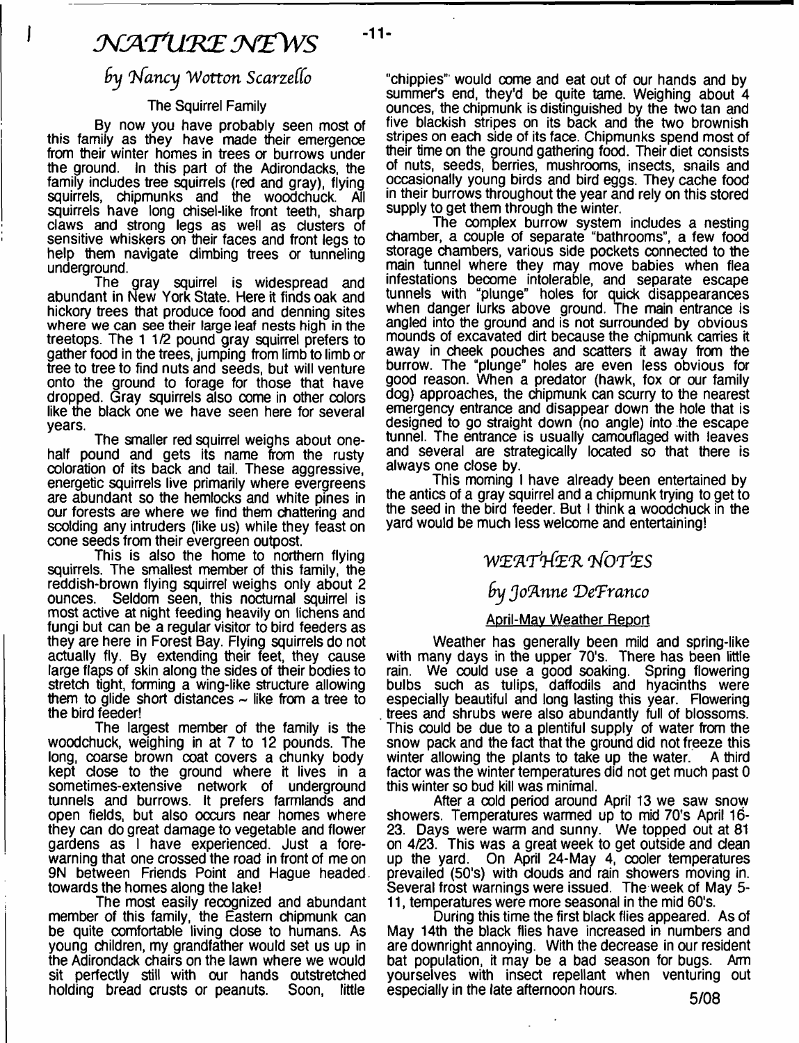# NATURE NEWS

*by Nancy Wotton Scarzello*

### The Squirrel Family

By now you have probably seen most of this family as they have made their emergence from their winter homes in trees or burrows under the ground. In this part of the Adirondacks, the family includes tree squirrels (red and gray), flying squirrels, chipmunks and the woodchuck. All squirrels have long chisel-like front teeth, sharp claws and strong legs as well as clusters of sensitive whiskers on their faces and front legs to help them navigate climbing trees or tunneling underground.

The gray squirrel is widespread and abundant in New York State. Here it finds oak and hickory trees that produce food and denning sites where we can see their large leaf nests high in the treetops. The 1 1/2 pound gray squirrel prefers to gather food in the trees, jumping from limb to limb or tree to tree to find nuts and seeds, but will venture onto the ground to forage for those that have dropped. Gray squirrels also come in other colors like the black one we have seen here for several years.

The smaller red squirrel weighs about one-half pound and gets its name from the rusty coloration of its back and tail. These aggressive, energetic squirrels live primarily where evergreens are abundant so the hemlocks and white pines in our forests are where we find them chattering and scolding any intruders (like us) while they feast on cone seeds from their evergreen outpost.

This is also the home to northern flying squirrels. The smallest member of this family, the reddish-brown flying squirrel weighs only about 2 ounces. Seldom seen, this nocturnal squirrel is most active at night feeding heavily on lichens and fungi but can be a regular visitor to bird feeders as they are here in Forest Bay. Flying squirrels do not actually fly. By extending their feet, they cause large flaps of skin along the sides of their bodies to stretch tight, forming a wing-like structure allowing them to glide short distances ~ like from a tree to the bird feeder!

The largest member of the family is the woodchuck, weighing in at 7 to 12 pounds. The long, coarse brown coat covers a chunky body kept close to the ground where it lives in a sometimes-extensive network of underground tunnels and burrows. It prefers farmlands and open fields, but also occurs near homes where they can do great damage to vegetable and flower gardens as I have experienced. Just a forewarning that one crossed the road in front of me on 9N between Friends Point and Hague headed towards the homes along the lake!

The most easily recognized and abundant member of this family, the Eastern chipmunk can be quite comfortable living close to humans. As young children, my grandfather would set us up in the Adirondack chairs on the lawn where we would sit perfectly still with our hands outstretched holding bread crusts or peanuts. Soon, little "chippies" would come and eat out of our hands and by summer's end, they'd be quite tame. Weighing about 4 ounces, the chipmunk is distinguished by the two tan and five blackish stripes on its back and the two brownish stripes on each side of its face. Chipmunks spend most of their time on the ground gathering food. Their diet consists of nuts, seeds, berries, mushrooms, insects, snails and occasionally young birds and bird eggs. They cache food in their burrows throughout the year and rely on this stored supply to get them through the winter.

The complex burrow system includes a nesting chamber, a couple of separate "bathrooms", a few food storage chambers, various side pockets connected to the main tunnel where they may move babies when flea infestations become intolerable, and separate escape tunnels with "plunge" holes for quick disappearances when danger lurks above ground. The main entrance is angled into the ground and is not surrounded by obvious mounds of excavated dirt because the chipmunk carries it away in cheek pouches and scatters it away from the burrow. The "plunge" holes are even less obvious for good reason. When a predator (hawk, fox or our family dog) approaches, the chipmunk can scurry to the nearest emergency entrance and disappear down the hole that is designed to go straight down (no angle) into the escape tunnel. The entrance is usually camouflaged with leaves and several are strategically located so that there is always one close by.

This morning I have already been entertained by the antics of a gray squirrel and a chipmunk trying to get to the seed in the bird feeder. But I think a woodchuck in the yard would be much less welcome and entertaining!

# WEATHER NOTES

*by JoAnne DeFranco*

### April-May Weather Report

Weather has generally been mild and spring-like with many days in the upper 70's. There has been little rain. We could use a good soaking. Spring flowering bulbs such as tulips, daffodils and hyacinths were especially beautiful and long lasting this year. Flowering trees and shrubs were also abundantly full of blossoms. This could be due to a plentiful supply of water from the snow pack and the fact that the ground did not freeze this winter allowing the plants to take up the water. A third factor was the winter temperatures did not get much past 0 this winter so bud kill was minimal.

After a cold period around April 13 we saw snow showers. Temperatures warmed up to mid 70's April 16-23. Days were warm and sunny. We topped out at 81 on 4/23. This was a great week to get outside and clean up the yard. On April 24-May 4, cooler temperatures prevailed (50's) with clouds and rain showers moving in. Several frost warnings were issued. The week of May 5-11, temperatures were more seasonal in the mid 60's.

During this time the first black flies appeared. As of May 14th the black flies have increased in numbers and are downright annoying. With the decrease in our resident bat population, it may be a bad season for bugs. Arm yourselves with insect repellant when venturing out especially in the late afternoon hours.

5/08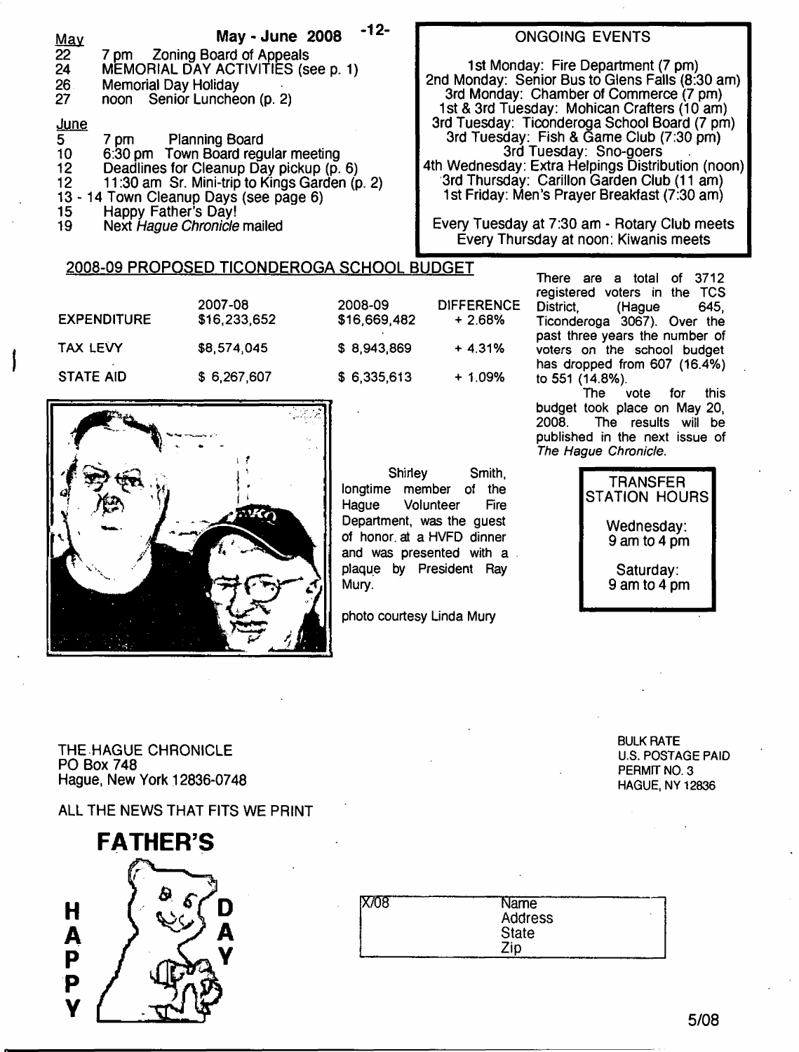## May - June 2008

**May**

- 22 — 7 pm Zoning Board of Appeals
- 24 — MEMORIAL DAY ACTIVITIES (see p. 1)
- 26 — Memorial Day Holiday
- 27 — noon Senior Luncheon (p. 2)

**June**

- 5 — 7 pm Planning Board
- 10 — 6:30 pm Town Board regular meeting
- 12 — Deadlines for Cleanup Day pickup (p. 6)
- 12 — 11:30 am Sr. Mini-trip to Kings Garden (p. 2)
- 13 - 14 Town Cleanup Days (see page 6)
- 15 — Happy Father's Day!
- 19 — Next *Hague Chronicle* mailed

## ONGOING EVENTS

1st Monday: Fire Department (7 pm)
2nd Monday: Senior Bus to Glens Falls (8:30 am)
3rd Monday: Chamber of Commerce (7 pm)
1st & 3rd Tuesday: Mohican Crafters (10 am)
3rd Tuesday: Ticonderoga School Board (7 pm)
3rd Tuesday: Fish & Game Club (7:30 pm)
3rd Tuesday: Sno-goers
4th Wednesday: Extra Helpings Distribution (noon)
3rd Thursday: Carillon Garden Club (11 am)
1st Friday: Men's Prayer Breakfast (7:30 am)

Every Tuesday at 7:30 am - Rotary Club meets
Every Thursday at noon: Kiwanis meets

## 2008-09 PROPOSED TICONDEROGA SCHOOL BUDGET

| | 2007-08 | 2008-09 | DIFFERENCE |
|---|---|---|---|
| EXPENDITURE | $16,233,652 | $16,669,482 | + 2.68% |
| TAX LEVY | $8,574,045 | $ 8,943,869 | + 4.31% |
| STATE AID | $ 6,267,607 | $ 6,335,613 | + 1.09% |

There are a total of 3712 registered voters in the TCS District, (Hague 645, Ticonderoga 3067). Over the past three years the number of voters on the school budget has dropped from 607 (16.4%) to 551 (14.8%).

The vote for this budget took place on May 20, 2008. The results will be published in the next issue of *The Hague Chronicle.*

Shirley Smith, longtime member of the Hague Volunteer Fire Department, was the guest of honor at a HVFD dinner and was presented with a plaque by President Ray Mury.

photo courtesy Linda Mury

**TRANSFER STATION HOURS**

Wednesday: 9 am to 4 pm

Saturday: 9 am to 4 pm

THE HAGUE CHRONICLE
PO Box 748
Hague, New York 12836-0748

ALL THE NEWS THAT FITS WE PRINT

BULK RATE
U.S. POSTAGE PAID
PERMIT NO. 3
HAGUE, NY 12836

**HAPPY FATHER'S DAY**

X/08 Name
Address
State
Zip

5/08